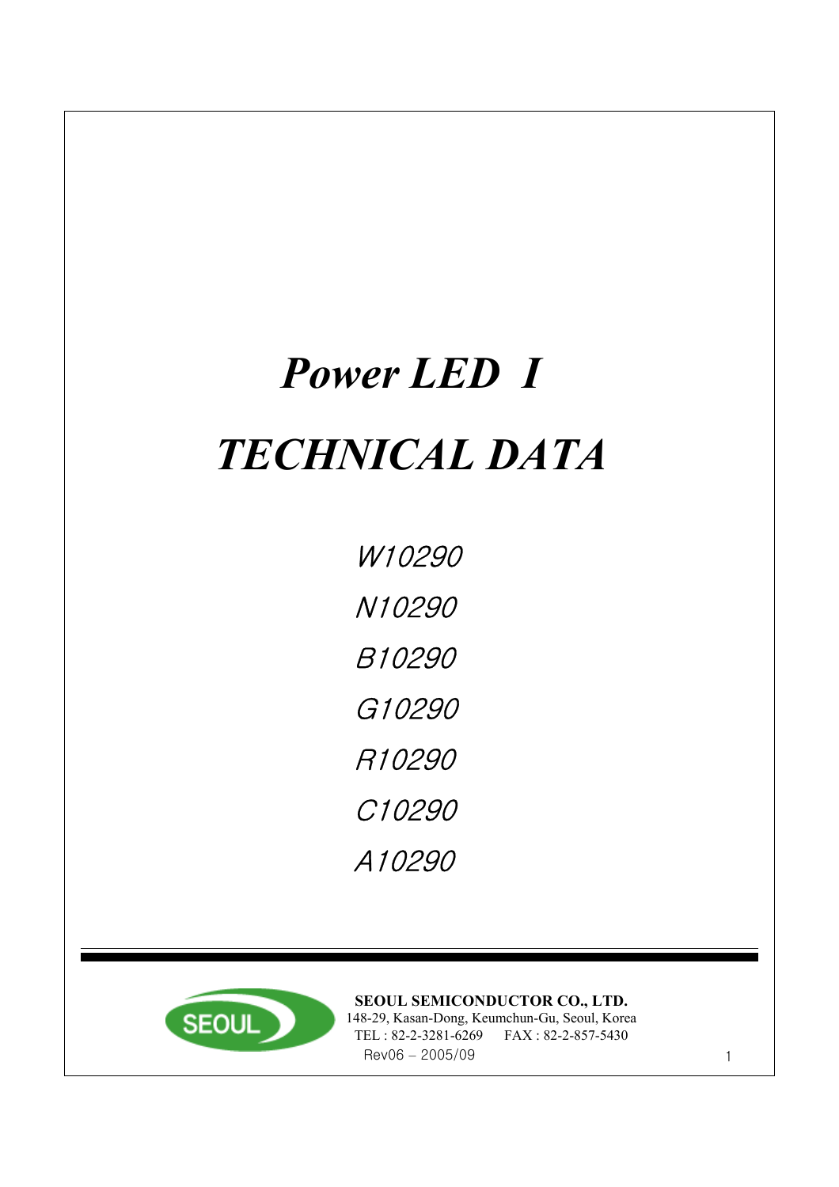# *Power LED I*

# *TECHNICAL DATA*

*W10290*

*N10290*

*B10290*

*G10290*

*R10290*

*C10290*

*A10290*

**SEOUL SEMICONDUCTOR CO., LTD.**
148-29, Kasan-Dong, Keumchun-Gu, Seoul, Korea
TEL : 82-2-3281-6269 FAX : 82-2-857-5430
Rev06 – 2005/09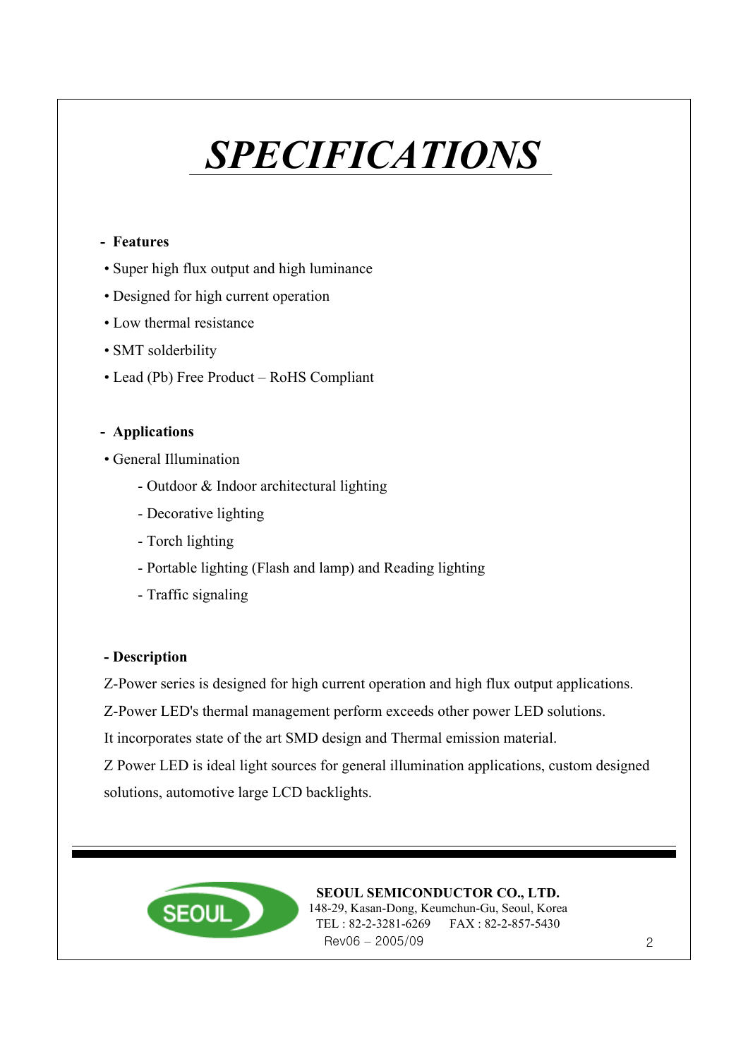# *SPECIFICATIONS*

**- Features**

- Super high flux output and high luminance
- Designed for high current operation
- Low thermal resistance
- SMT solderbility
- Lead (Pb) Free Product – RoHS Compliant

**- Applications**

- General Illumination
  - Outdoor & Indoor architectural lighting
  - Decorative lighting
  - Torch lighting
  - Portable lighting (Flash and lamp) and Reading lighting
  - Traffic signaling

**- Description**

Z-Power series is designed for high current operation and high flux output applications.

Z-Power LED's thermal management perform exceeds other power LED solutions.

It incorporates state of the art SMD design and Thermal emission material.

Z Power LED is ideal light sources for general illumination applications, custom designed solutions, automotive large LCD backlights.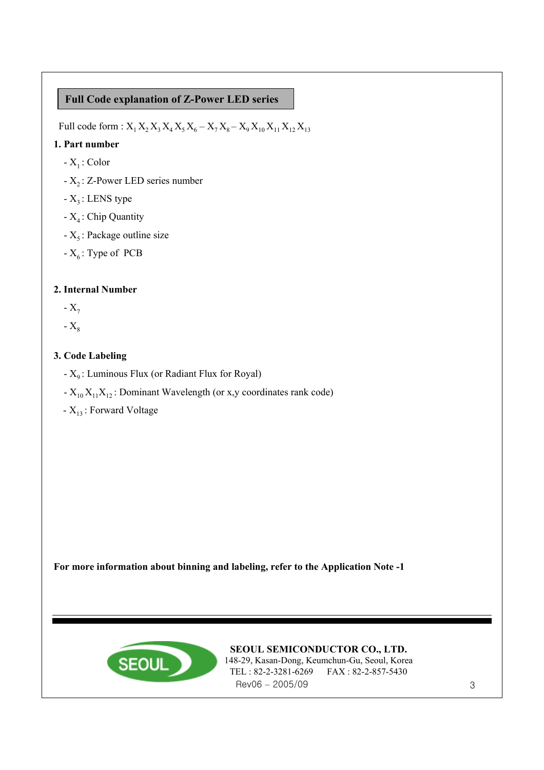## Full Code explanation of Z-Power LED series

Full code form : $X_1 X_2 X_3 X_4 X_5 X_6 – X_7 X_8 – X_9 X_{10} X_{11} X_{12} X_{13}$

**1. Part number**

- $X_1$ : Color
- $X_2$ : Z-Power LED series number
- $X_3$ : LENS type
- $X_4$ : Chip Quantity
- $X_5$ : Package outline size
- $X_6$ : Type of PCB

**2. Internal Number**

- $X_7$
- $X_8$

**3. Code Labeling**

- $X_9$ : Luminous Flux (or Radiant Flux for Royal)
- $X_{10} X_{11} X_{12}$ : Dominant Wavelength (or x,y coordinates rank code)
- $X_{13}$ : Forward Voltage

**For more information about binning and labeling, refer to the Application Note -1**

**SEOUL SEMICONDUCTOR CO., LTD.**
148-29, Kasan-Dong, Keumchun-Gu, Seoul, Korea
TEL : 82-2-3281-6269 FAX : 82-2-857-5430
Rev06 – 2005/09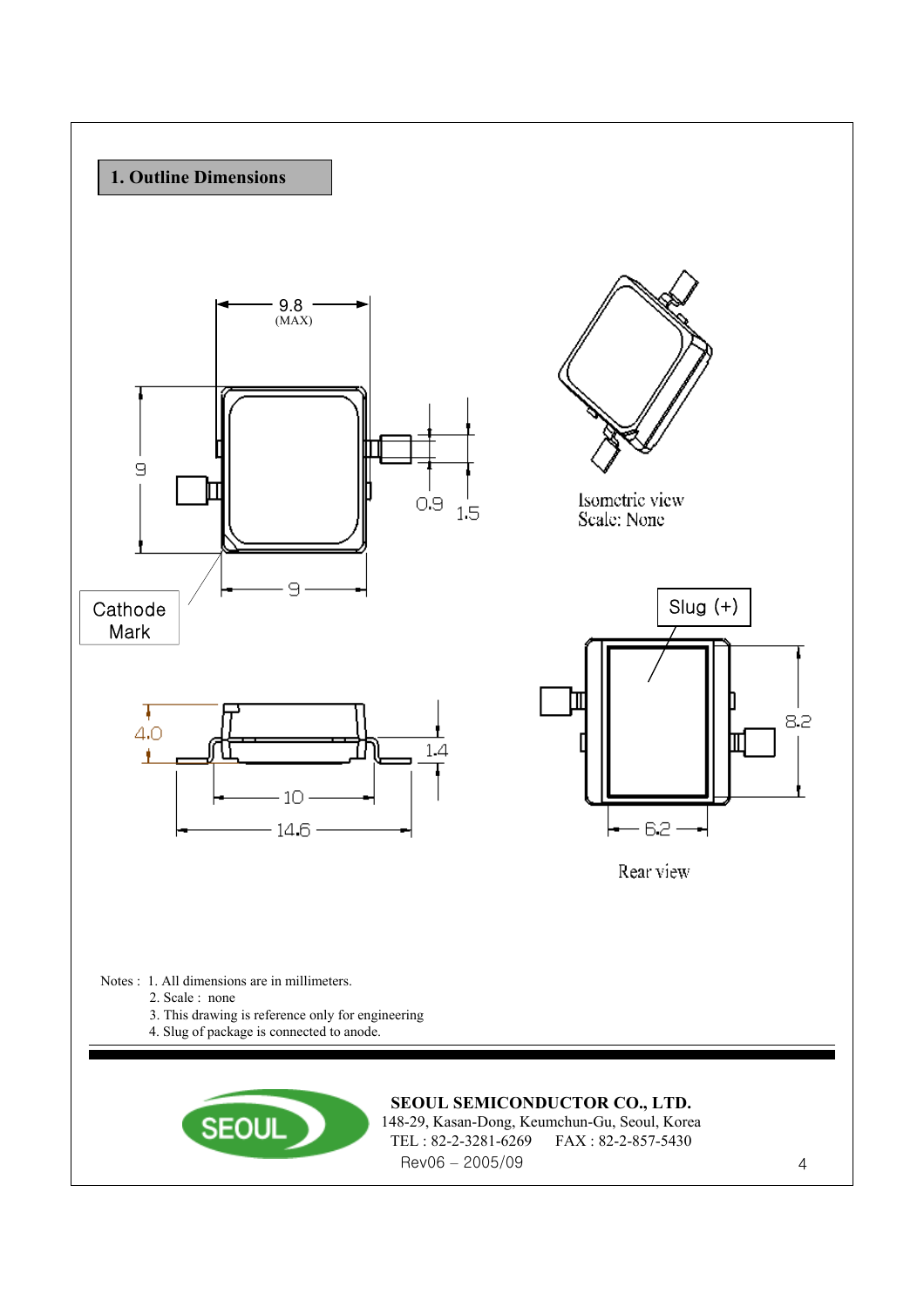## 1. Outline Dimensions

9.8
(MAX)

9

0.9

1.5

9

Cathode Mark

Isometric view
Scale: None

Slug (+)

8.2

6.2

Rear view

4.0

1.4

10

14.6

Notes : 1. All dimensions are in millimeters.
2. Scale : none
3. This drawing is reference only for engineering
4. Slug of package is connected to anode.

**SEOUL SEMICONDUCTOR CO., LTD.**
148-29, Kasan-Dong, Keumchun-Gu, Seoul, Korea
TEL : 82-2-3281-6269 FAX : 82-2-857-5430
Rev06 – 2005/09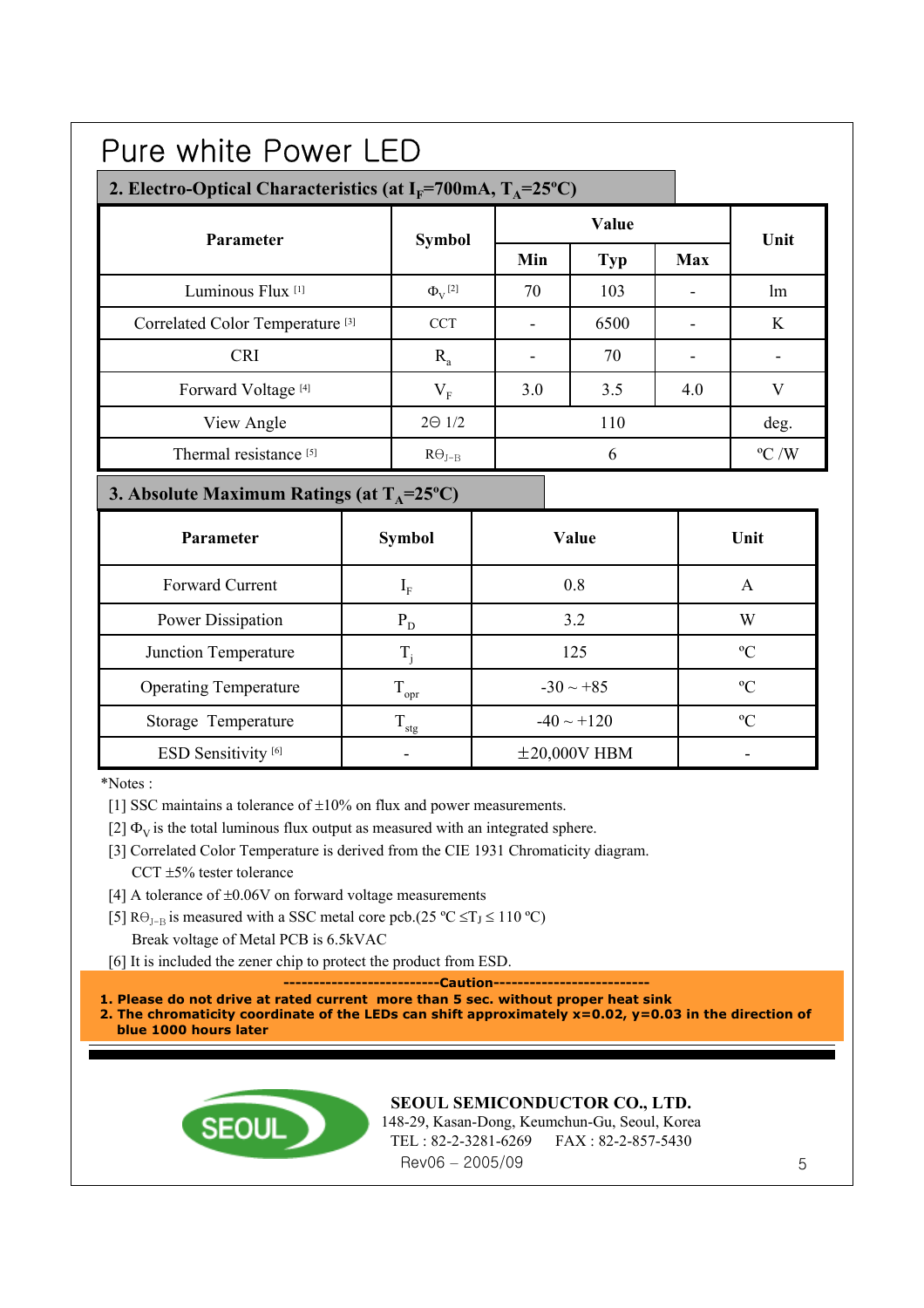# Pure white Power LED

## 2. Electro-Optical Characteristics (at $I_F$=700mA, $T_A$=25ºC)

| Parameter | Symbol | Value | | | Unit |
|---|---|---|---|---|---|
| | | Min | Typ | Max | |
| Luminous Flux [1] | $\Phi_V$ [2] | 70 | 103 | - | lm |
| Correlated Color Temperature [3] | CCT | - | 6500 | - | K |
| CRI | $R_a$ | - | 70 | - | - |
| Forward Voltage [4] | $V_F$ | 3.0 | 3.5 | 4.0 | V |
| View Angle | 2Θ 1/2 | 110 | | | deg. |
| Thermal resistance [5] | $R\Theta_{J-B}$ | 6 | | | ºC /W |

## 3. Absolute Maximum Ratings (at $T_A$=25ºC)

| Parameter | Symbol | Value | Unit |
|---|---|---|---|
| Forward Current | $I_F$ | 0.8 | A |
| Power Dissipation | $P_D$ | 3.2 | W |
| Junction Temperature | $T_j$ | 125 | ºC |
| Operating Temperature | $T_{opr}$ | -30 ~ +85 | ºC |
| Storage Temperature | $T_{stg}$ | -40 ~ +120 | ºC |
| ESD Sensitivity [6] | - | ±20,000V HBM | - |

*Notes :

[1] SSC maintains a tolerance of ±10% on flux and power measurements.

[2] $\Phi_V$ is the total luminous flux output as measured with an integrated sphere.

[3] Correlated Color Temperature is derived from the CIE 1931 Chromaticity diagram.
CCT ±5% tester tolerance

[4] A tolerance of ±0.06V on forward voltage measurements

[5] $R\Theta_{J-B}$ is measured with a SSC metal core pcb.(25 ºC ≤$T_J$ ≤ 110 ºC)
Break voltage of Metal PCB is 6.5kVAC

[6] It is included the zener chip to protect the product from ESD.

**-------------------------Caution-------------------------**

**1. Please do not drive at rated current more than 5 sec. without proper heat sink**

**2. The chromaticity coordinate of the LEDs can shift approximately x=0.02, y=0.03 in the direction of blue 1000 hours later**

SEOUL

**SEOUL SEMICONDUCTOR CO., LTD.**
148-29, Kasan-Dong, Keumchun-Gu, Seoul, Korea
TEL : 82-2-3281-6269 FAX : 82-2-857-5430
Rev06 – 2005/09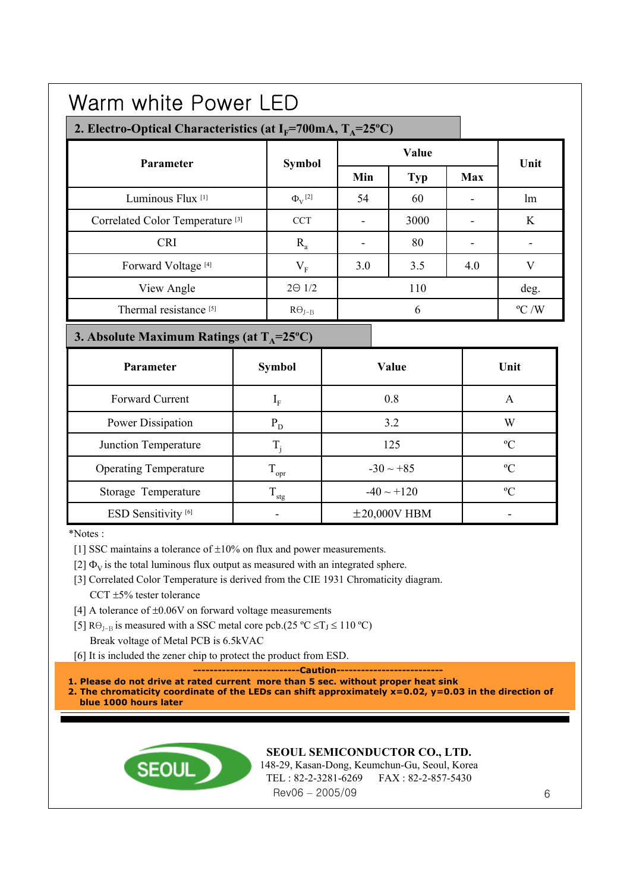# Warm white Power LED

## 2. Electro-Optical Characteristics (at $I_F$=700mA, $T_A$=25ºC)

| Parameter | Symbol | Value | | | Unit |
|---|---|---|---|---|---|
| | | Min | Typ | Max | |
| Luminous Flux [1] | $\Phi_V$ [2] | 54 | 60 | - | lm |
| Correlated Color Temperature [3] | CCT | - | 3000 | - | K |
| CRI | $R_a$ | - | 80 | - | - |
| Forward Voltage [4] | $V_F$ | 3.0 | 3.5 | 4.0 | V |
| View Angle | 2Θ 1/2 | 110 | | | deg. |
| Thermal resistance [5] | $R\Theta_{J-B}$ | 6 | | | ºC /W |

## 3. Absolute Maximum Ratings (at $T_A$=25ºC)

| Parameter | Symbol | Value | Unit |
|---|---|---|---|
| Forward Current | $I_F$ | 0.8 | A |
| Power Dissipation | $P_D$ | 3.2 | W |
| Junction Temperature | $T_j$ | 125 | ºC |
| Operating Temperature | $T_{opr}$ | -30 ~ +85 | ºC |
| Storage Temperature | $T_{stg}$ | -40 ~ +120 | ºC |
| ESD Sensitivity [6] | - | ±20,000V HBM | - |

*Notes :

[1] SSC maintains a tolerance of ±10% on flux and power measurements.

[2] $\Phi_V$ is the total luminous flux output as measured with an integrated sphere.

[3] Correlated Color Temperature is derived from the CIE 1931 Chromaticity diagram.
CCT ±5% tester tolerance

[4] A tolerance of ±0.06V on forward voltage measurements

[5] $R\Theta_{J-B}$ is measured with a SSC metal core pcb.(25 ºC ≤$T_J$ ≤ 110 ºC)
Break voltage of Metal PCB is 6.5kVAC

[6] It is included the zener chip to protect the product from ESD.

-------------------------Caution-------------------------

**1. Please do not drive at rated current more than 5 sec. without proper heat sink**

**2. The chromaticity coordinate of the LEDs can shift approximately x=0.02, y=0.03 in the direction of blue 1000 hours later**

SEOUL

**SEOUL SEMICONDUCTOR CO., LTD.**
148-29, Kasan-Dong, Keumchun-Gu, Seoul, Korea
TEL : 82-2-3281-6269 FAX : 82-2-857-5430
Rev06 – 2005/09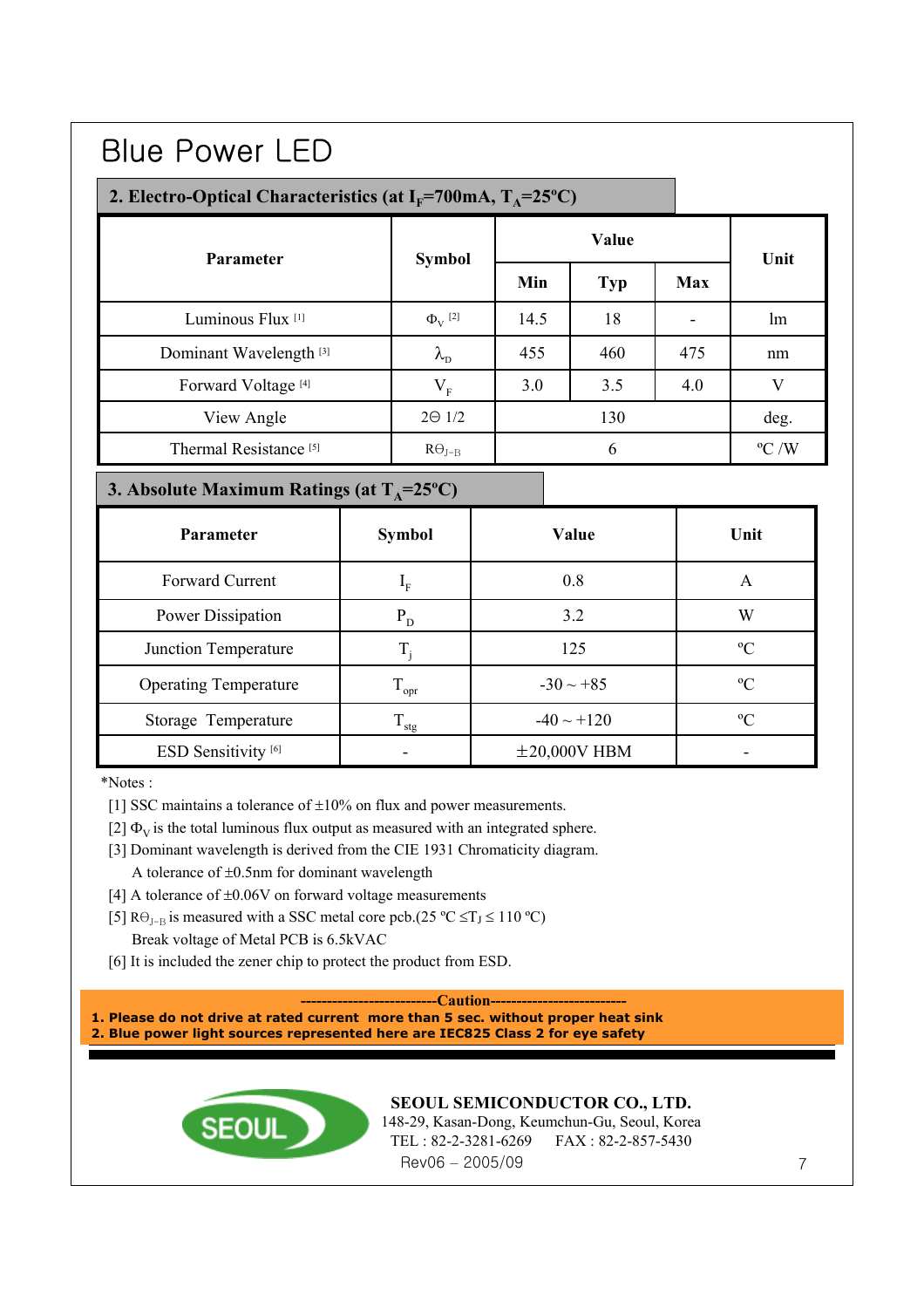# Blue Power LED

## 2. Electro-Optical Characteristics (at $I_F$=700mA, $T_A$=25ºC)

| Parameter | Symbol | Value | | | Unit |
|---|---|---|---|---|---|
| | | Min | Typ | Max | |
| Luminous Flux [1] | $\Phi_V$ [2] | 14.5 | 18 | - | lm |
| Dominant Wavelength [3] | $\lambda_D$ | 455 | 460 | 475 | nm |
| Forward Voltage [4] | $V_F$ | 3.0 | 3.5 | 4.0 | V |
| View Angle | $2\Theta$ 1/2 | | 130 | | deg. |
| Thermal Resistance [5] | $R\Theta_{J-B}$ | | 6 | | ºC /W |

## 3. Absolute Maximum Ratings (at $T_A$=25ºC)

| Parameter | Symbol | Value | Unit |
|---|---|---|---|
| Forward Current | $I_F$ | 0.8 | A |
| Power Dissipation | $P_D$ | 3.2 | W |
| Junction Temperature | $T_j$ | 125 | ºC |
| Operating Temperature | $T_{opr}$ | -30 ~ +85 | ºC |
| Storage Temperature | $T_{stg}$ | -40 ~ +120 | ºC |
| ESD Sensitivity [6] | - | ±20,000V HBM | - |

*Notes :

[1] SSC maintains a tolerance of ±10% on flux and power measurements.

[2] $\Phi_V$ is the total luminous flux output as measured with an integrated sphere.

[3] Dominant wavelength is derived from the CIE 1931 Chromaticity diagram.
A tolerance of ±0.5nm for dominant wavelength

[4] A tolerance of ±0.06V on forward voltage measurements

[5] $R\Theta_{J-B}$ is measured with a SSC metal core pcb.(25 ºC ≤$T_J$ ≤ 110 ºC)
Break voltage of Metal PCB is 6.5kVAC

[6] It is included the zener chip to protect the product from ESD.

**--------------------------Caution--------------------------**

**1. Please do not drive at rated current more than 5 sec. without proper heat sink**

**2. Blue power light sources represented here are IEC825 Class 2 for eye safety**

**SEOUL SEMICONDUCTOR CO., LTD.**
148-29, Kasan-Dong, Keumchun-Gu, Seoul, Korea
TEL : 82-2-3281-6269 FAX : 82-2-857-5430
Rev06 – 2005/09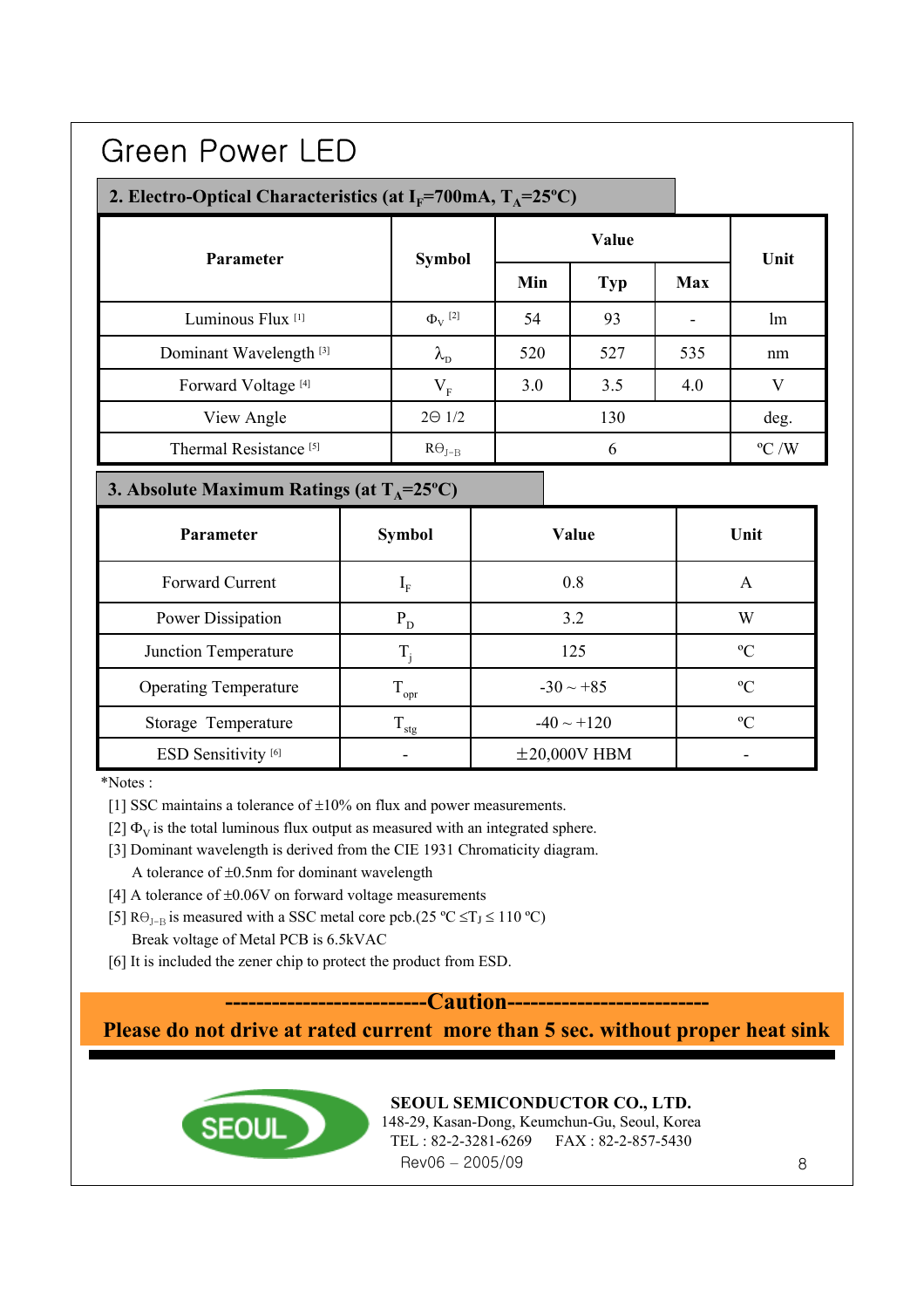# Green Power LED

## 2. Electro-Optical Characteristics (at $I_F$=700mA, $T_A$=25ºC)

| Parameter | Symbol | Value | | | Unit |
|---|---|---|---|---|---|
| | | Min | Typ | Max | |
| Luminous Flux [1] | $\Phi_V$ [2] | 54 | 93 | - | lm |
| Dominant Wavelength [3] | $\lambda_D$ | 520 | 527 | 535 | nm |
| Forward Voltage [4] | $V_F$ | 3.0 | 3.5 | 4.0 | V |
| View Angle | $2\Theta$ 1/2 | | 130 | | deg. |
| Thermal Resistance [5] | $R\Theta_{J-B}$ | | 6 | | ºC /W |

## 3. Absolute Maximum Ratings (at $T_A$=25ºC)

| Parameter | Symbol | Value | Unit |
|---|---|---|---|
| Forward Current | $I_F$ | 0.8 | A |
| Power Dissipation | $P_D$ | 3.2 | W |
| Junction Temperature | $T_j$ | 125 | ºC |
| Operating Temperature | $T_{opr}$ | -30 ~ +85 | ºC |
| Storage Temperature | $T_{stg}$ | -40 ~ +120 | ºC |
| ESD Sensitivity [6] | - | ±20,000V HBM | - |

*Notes :

[1] SSC maintains a tolerance of ±10% on flux and power measurements.

[2] $\Phi_V$ is the total luminous flux output as measured with an integrated sphere.

[3] Dominant wavelength is derived from the CIE 1931 Chromaticity diagram.
A tolerance of ±0.5nm for dominant wavelength

[4] A tolerance of ±0.06V on forward voltage measurements

[5] $R\Theta_{J-B}$ is measured with a SSC metal core pcb.(25 ºC $\leq T_J \leq$ 110 ºC)
Break voltage of Metal PCB is 6.5kVAC

[6] It is included the zener chip to protect the product from ESD.

**-------------------------Caution-------------------------**

**Please do not drive at rated current more than 5 sec. without proper heat sink**

SEOUL

**SEOUL SEMICONDUCTOR CO., LTD.**
148-29, Kasan-Dong, Keumchun-Gu, Seoul, Korea
TEL : 82-2-3281-6269 FAX : 82-2-857-5430
Rev06 – 2005/09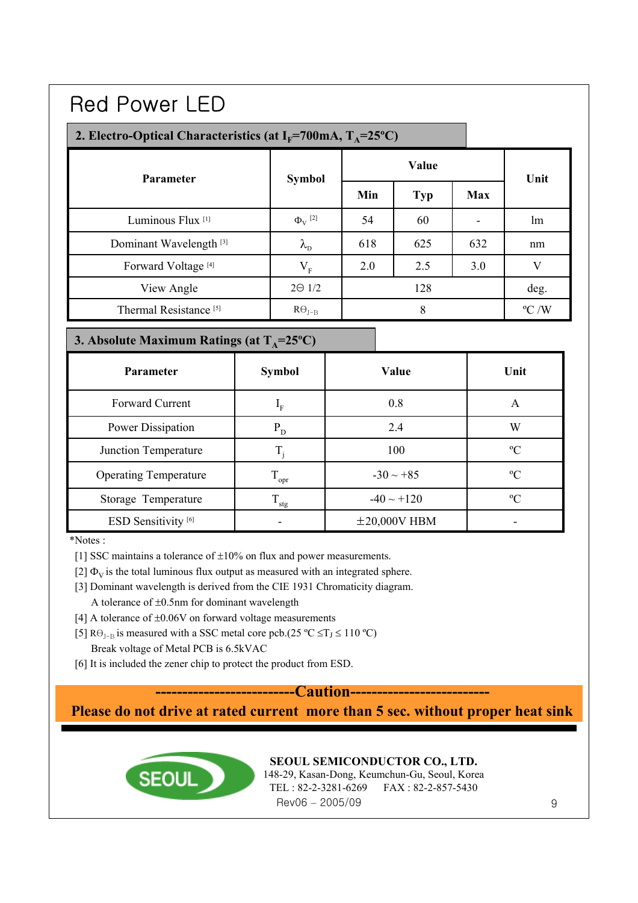# Red Power LED

## 2. Electro-Optical Characteristics (at $I_F$=700mA, $T_A$=25ºC)

| Parameter | Symbol | Value | | | Unit |
|---|---|---|---|---|---|
| | | Min | Typ | Max | |
| Luminous Flux [1] | $\Phi_V$ [2] | 54 | 60 | - | lm |
| Dominant Wavelength [3] | $\lambda_D$ | 618 | 625 | 632 | nm |
| Forward Voltage [4] | $V_F$ | 2.0 | 2.5 | 3.0 | V |
| View Angle | 2Θ 1/2 | | 128 | | deg. |
| Thermal Resistance [5] | $R\Theta_{J-B}$ | | 8 | | ºC /W |

## 3. Absolute Maximum Ratings (at $T_A$=25ºC)

| Parameter | Symbol | Value | Unit |
|---|---|---|---|
| Forward Current | $I_F$ | 0.8 | A |
| Power Dissipation | $P_D$ | 2.4 | W |
| Junction Temperature | $T_j$ | 100 | ºC |
| Operating Temperature | $T_{opr}$ | -30 ~ +85 | ºC |
| Storage Temperature | $T_{stg}$ | -40 ~ +120 | ºC |
| ESD Sensitivity [6] | - | ±20,000V HBM | - |

*Notes :

[1] SSC maintains a tolerance of ±10% on flux and power measurements.

[2] $\Phi_V$ is the total luminous flux output as measured with an integrated sphere.

[3] Dominant wavelength is derived from the CIE 1931 Chromaticity diagram.
A tolerance of ±0.5nm for dominant wavelength

[4] A tolerance of ±0.06V on forward voltage measurements

[5] $R\Theta_{J-B}$ is measured with a SSC metal core pcb.(25 ºC ≤$T_J$ ≤ 110 ºC)
Break voltage of Metal PCB is 6.5kVAC

[6] It is included the zener chip to protect the product from ESD.

**-------------------------Caution-------------------------**

**Please do not drive at rated current more than 5 sec. without proper heat sink**

**SEOUL SEMICONDUCTOR CO., LTD.**
148-29, Kasan-Dong, Keumchun-Gu, Seoul, Korea
TEL : 82-2-3281-6269 FAX : 82-2-857-5430
Rev06 – 2005/09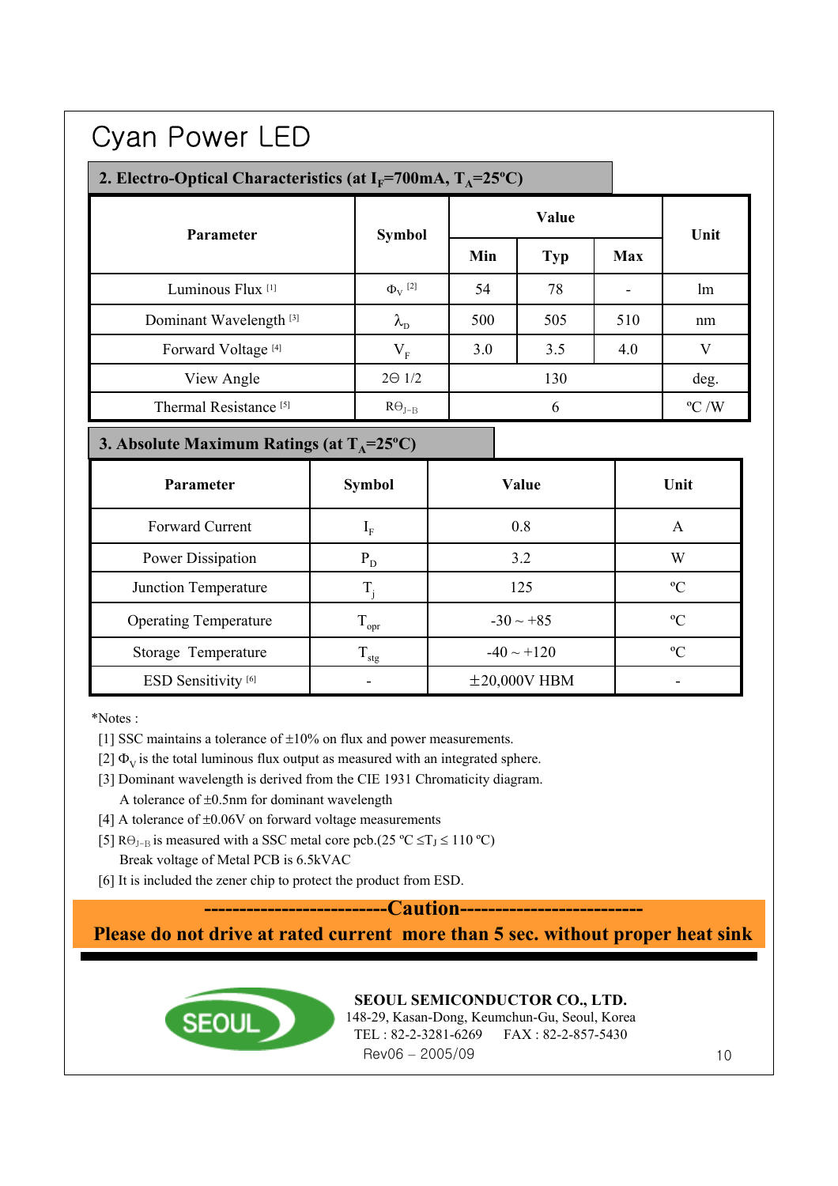# Cyan Power LED

## 2. Electro-Optical Characteristics (at $I_F$=700mA, $T_A$=25ºC)

| Parameter | Symbol | Value | | | Unit |
|---|---|---|---|---|---|
| | | Min | Typ | Max | |
| Luminous Flux [1] | $\Phi_V$ [2] | 54 | 78 | - | lm |
| Dominant Wavelength [3] | $\lambda_D$ | 500 | 505 | 510 | nm |
| Forward Voltage [4] | $V_F$ | 3.0 | 3.5 | 4.0 | V |
| View Angle | $2\Theta$ 1/2 | | 130 | | deg. |
| Thermal Resistance [5] | $R\Theta_{J-B}$ | | 6 | | ºC /W |

## 3. Absolute Maximum Ratings (at $T_A$=25ºC)

| Parameter | Symbol | Value | Unit |
|---|---|---|---|
| Forward Current | $I_F$ | 0.8 | A |
| Power Dissipation | $P_D$ | 3.2 | W |
| Junction Temperature | $T_j$ | 125 | ºC |
| Operating Temperature | $T_{opr}$ | -30 ~ +85 | ºC |
| Storage Temperature | $T_{stg}$ | -40 ~ +120 | ºC |
| ESD Sensitivity [6] | - | ±20,000V HBM | - |

*Notes :

[1] SSC maintains a tolerance of ±10% on flux and power measurements.

[2] $\Phi_V$ is the total luminous flux output as measured with an integrated sphere.

[3] Dominant wavelength is derived from the CIE 1931 Chromaticity diagram.
A tolerance of ±0.5nm for dominant wavelength

[4] A tolerance of ±0.06V on forward voltage measurements

[5] $R\Theta_{J-B}$ is measured with a SSC metal core pcb.(25 ºC ≤$T_J$ ≤ 110 ºC)
Break voltage of Metal PCB is 6.5kVAC

[6] It is included the zener chip to protect the product from ESD.

**-------------------------Caution-------------------------**

**Please do not drive at rated current more than 5 sec. without proper heat sink**

**SEOUL SEMICONDUCTOR CO., LTD.**
148-29, Kasan-Dong, Keumchun-Gu, Seoul, Korea
TEL : 82-2-3281-6269 FAX : 82-2-857-5430
Rev06 – 2005/09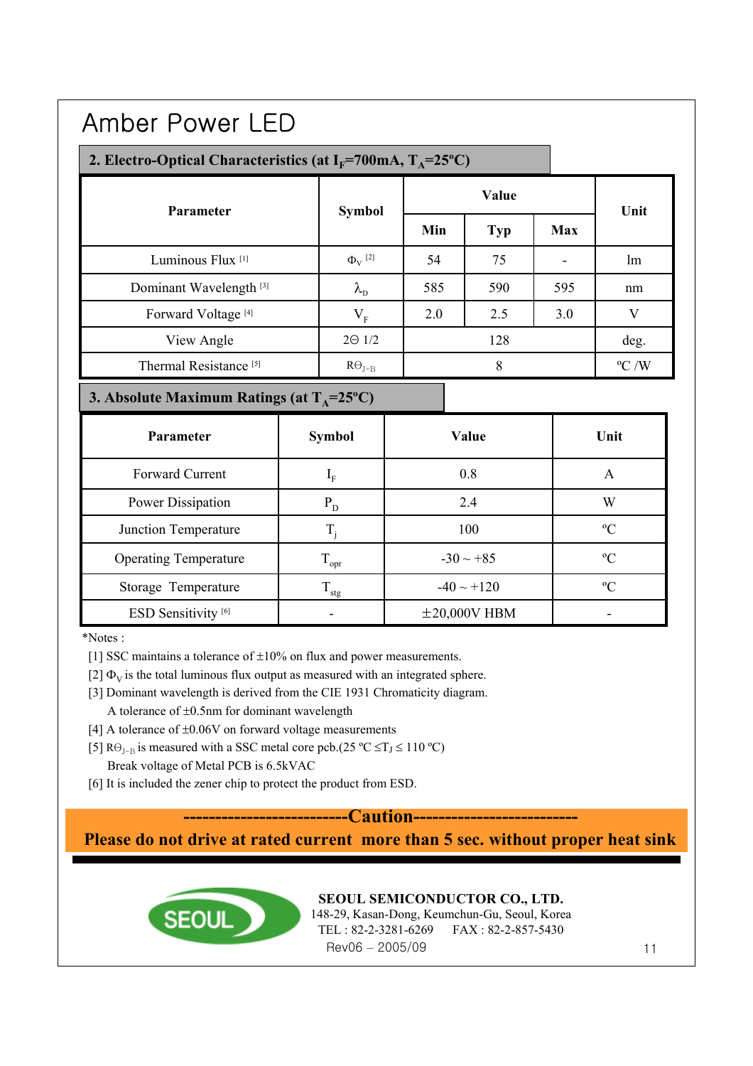# Amber Power LED

## 2. Electro-Optical Characteristics (at $I_F$=700mA, $T_A$=25ºC)

| Parameter | Symbol | Value | | | Unit |
|---|---|---|---|---|---|
| | | Min | Typ | Max | |
| Luminous Flux [1] | $\Phi_V$ [2] | 54 | 75 | - | lm |
| Dominant Wavelength [3] | $\lambda_D$ | 585 | 590 | 595 | nm |
| Forward Voltage [4] | $V_F$ | 2.0 | 2.5 | 3.0 | V |
| View Angle | 2Θ 1/2 | 128 | | | deg. |
| Thermal Resistance [5] | $R\Theta_{J-B}$ | 8 | | | ºC /W |

## 3. Absolute Maximum Ratings (at $T_A$=25ºC)

| Parameter | Symbol | Value | Unit |
|---|---|---|---|
| Forward Current | $I_F$ | 0.8 | A |
| Power Dissipation | $P_D$ | 2.4 | W |
| Junction Temperature | $T_j$ | 100 | ºC |
| Operating Temperature | $T_{opr}$ | -30 ~ +85 | ºC |
| Storage Temperature | $T_{stg}$ | -40 ~ +120 | ºC |
| ESD Sensitivity [6] | - | ±20,000V HBM | - |

*Notes :

[1] SSC maintains a tolerance of ±10% on flux and power measurements.

[2] $\Phi_V$ is the total luminous flux output as measured with an integrated sphere.

[3] Dominant wavelength is derived from the CIE 1931 Chromaticity diagram.
A tolerance of ±0.5nm for dominant wavelength

[4] A tolerance of ±0.06V on forward voltage measurements

[5] $R\Theta_{J-B}$ is measured with a SSC metal core pcb.(25 ºC ≤$T_J$ ≤ 110 ºC)
Break voltage of Metal PCB is 6.5kVAC

[6] It is included the zener chip to protect the product from ESD.

**-------------------------Caution-------------------------**

**Please do not drive at rated current more than 5 sec. without proper heat sink**

SEOUL

**SEOUL SEMICONDUCTOR CO., LTD.**
148-29, Kasan-Dong, Keumchun-Gu, Seoul, Korea
TEL : 82-2-3281-6269 FAX : 82-2-857-5430
Rev06 – 2005/09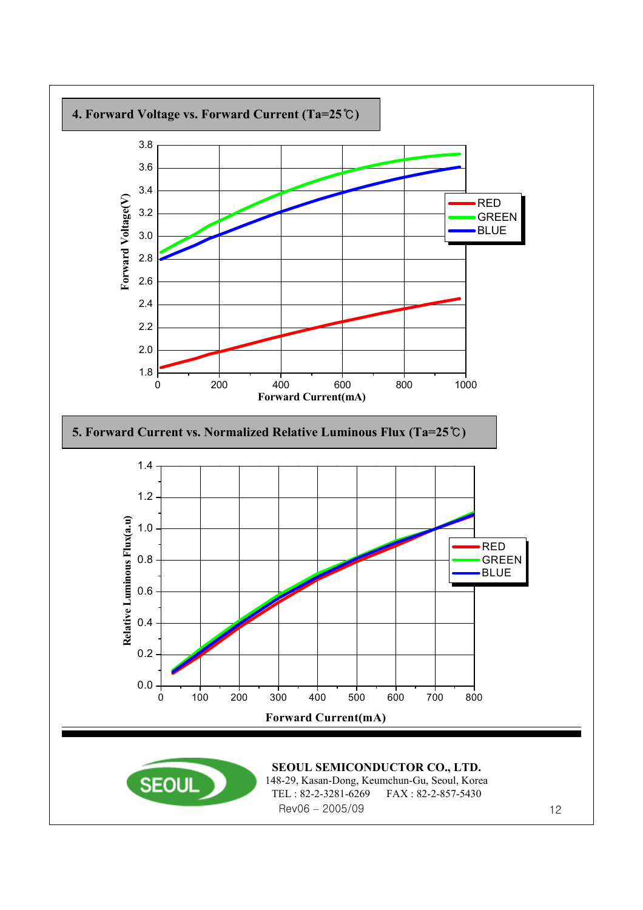## 4. Forward Voltage vs. Forward Current (Ta=25℃)

Forward Voltage(V)

3.8
3.6
3.4
3.2
3.0
2.8
2.6
2.4
2.2
2.0
1.8

0 200 400 600 800 1000

Forward Current(mA)

RED
GREEN
BLUE

## 5. Forward Current vs. Normalized Relative Luminous Flux (Ta=25℃)

Relative Luminous Flux(a.u)

1.4
1.2
1.0
0.8
0.6
0.4
0.2
0.0

0 100 200 300 400 500 600 700 800

Forward Current(mA)

RED
GREEN
BLUE

**SEOUL SEMICONDUCTOR CO., LTD.**
148-29, Kasan-Dong, Keumchun-Gu, Seoul, Korea
TEL : 82-2-3281-6269 FAX : 82-2-857-5430
Rev06 – 2005/09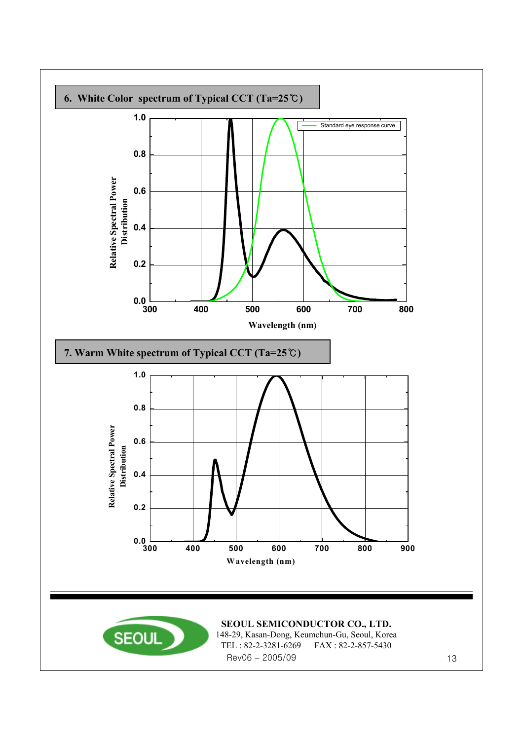## 6. White Color spectrum of Typical CCT (Ta=25℃)

Relative Spectral Power Distribution

1.0
0.8
0.6
0.4
0.2
0.0

300 400 500 600 700 800

Wavelength (nm)

Standard eye response curve

## 7. Warm White spectrum of Typical CCT (Ta=25℃)

Relative Spectral Power Distribution

1.0
0.8
0.6
0.4
0.2
0.0

300 400 500 600 700 800 900

Wavelength (nm)

**SEOUL SEMICONDUCTOR CO., LTD.**
148-29, Kasan-Dong, Keumchun-Gu, Seoul, Korea
TEL : 82-2-3281-6269 FAX : 82-2-857-5430
Rev06 – 2005/09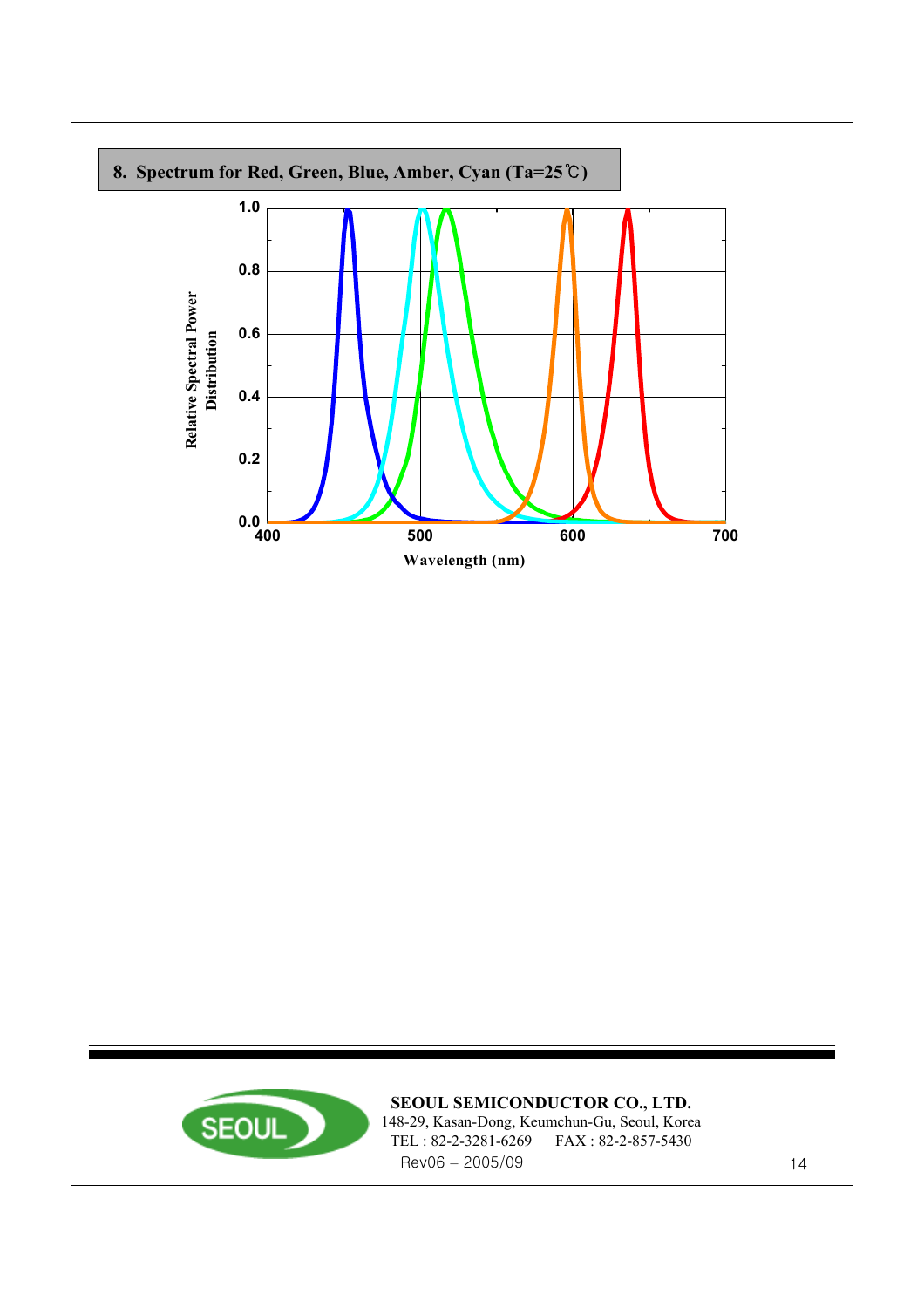## 8. Spectrum for Red, Green, Blue, Amber, Cyan (Ta=25℃)

Relative Spectral Power Distribution

1.0
0.8
0.6
0.4
0.2
0.0

400
500
600
700

Wavelength (nm)

**SEOUL SEMICONDUCTOR CO., LTD.**
148-29, Kasan-Dong, Keumchun-Gu, Seoul, Korea
TEL : 82-2-3281-6269 FAX : 82-2-857-5430
Rev06 – 2005/09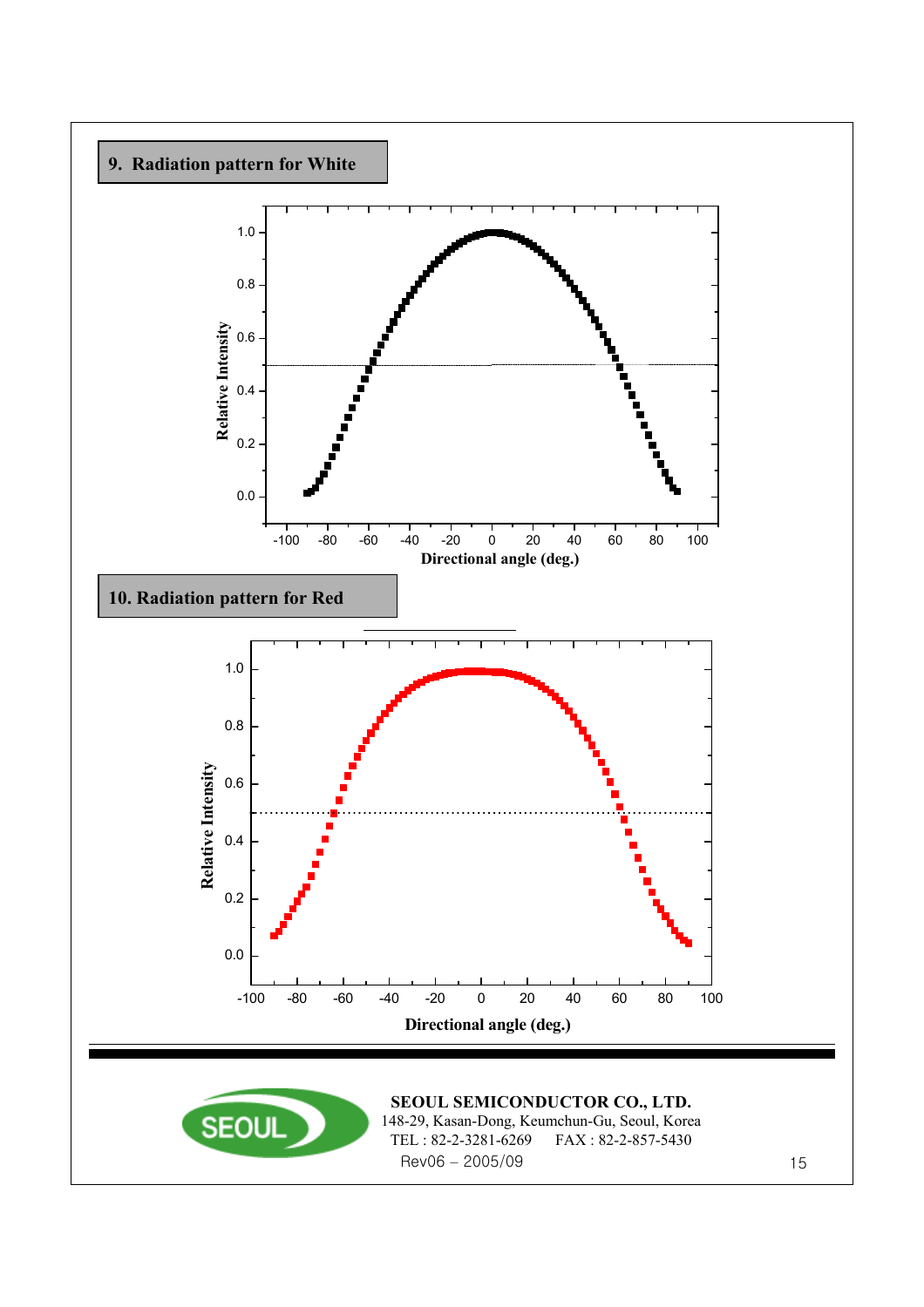## 9. Radiation pattern for White

Relative Intensity

1.0
0.8
0.6
0.4
0.2
0.0

-100 -80 -60 -40 -20 0 20 40 60 80 100

Directional angle (deg.)

## 10. Radiation pattern for Red

Relative Intensity

1.0
0.8
0.6
0.4
0.2
0.0

-100 -80 -60 -40 -20 0 20 40 60 80 100

Directional angle (deg.)

SEOUL

**SEOUL SEMICONDUCTOR CO., LTD.**
148-29, Kasan-Dong, Keumchun-Gu, Seoul, Korea
TEL : 82-2-3281-6269 FAX : 82-2-857-5430
Rev06 – 2005/09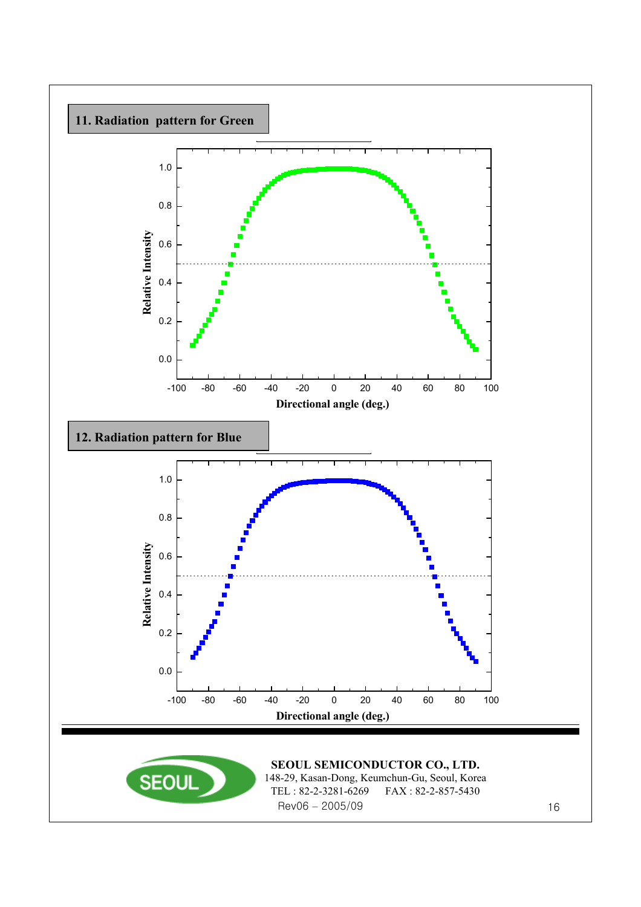## 11. Radiation pattern for Green

Relative Intensity

1.0
0.8
0.6
0.4
0.2
0.0

-100 -80 -60 -40 -20 0 20 40 60 80 100

Directional angle (deg.)

## 12. Radiation pattern for Blue

Relative Intensity

1.0
0.8
0.6
0.4
0.2
0.0

-100 -80 -60 -40 -20 0 20 40 60 80 100

Directional angle (deg.)

**SEOUL SEMICONDUCTOR CO., LTD.**
148-29, Kasan-Dong, Keumchun-Gu, Seoul, Korea
TEL : 82-2-3281-6269 FAX : 82-2-857-5430
Rev06 – 2005/09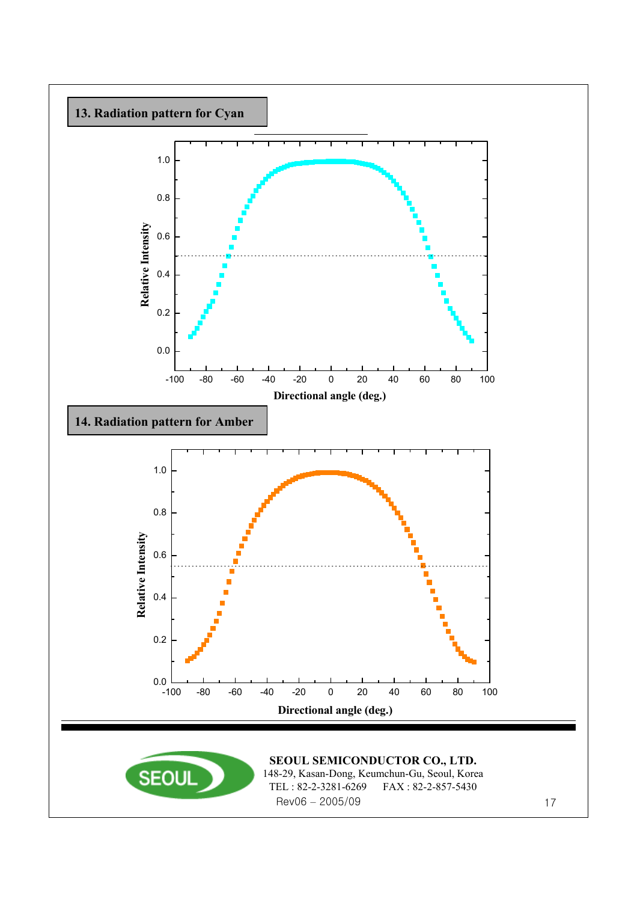## 13. Radiation pattern for Cyan

## 14. Radiation pattern for Amber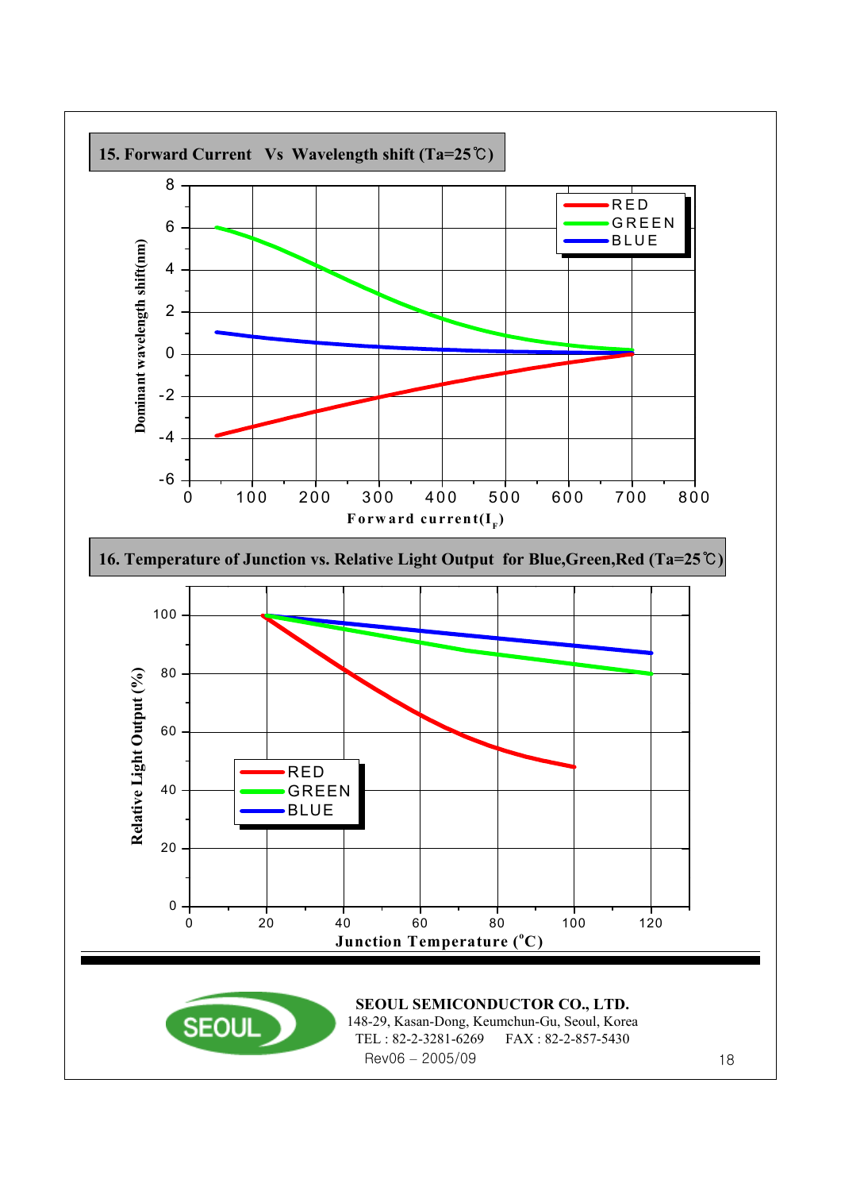## 15. Forward Current Vs Wavelength shift (Ta=25℃)

Dominant wavelength shift(nm)

Forward current($I_F$)

RED
GREEN
BLUE

## 16. Temperature of Junction vs. Relative Light Output for Blue,Green,Red (Ta=25℃)

Relative Light Output (%)

Junction Temperature (°C)

RED
GREEN
BLUE

**SEOUL SEMICONDUCTOR CO., LTD.**
148-29, Kasan-Dong, Keumchun-Gu, Seoul, Korea
TEL : 82-2-3281-6269 FAX : 82-2-857-5430
Rev06 – 2005/09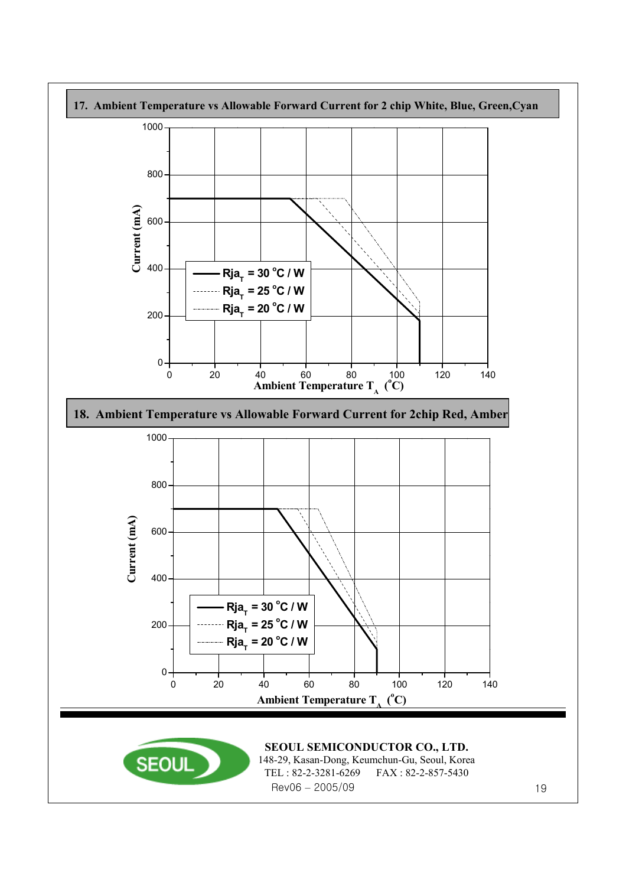## 17. Ambient Temperature vs Allowable Forward Current for 2 chip White, Blue, Green,Cyan

Current (mA)

1000
800
600
400
200
0

0 20 40 60 80 100 120 140

Ambient Temperature $T_A$ ($^{o}$C)

$Rja_T$ = 30 °C / W
$Rja_T$ = 25 °C / W
$Rja_T$ = 20 °C / W

## 18. Ambient Temperature vs Allowable Forward Current for 2chip Red, Amber

Current (mA)

1000
800
600
400
200
0

0 20 40 60 80 100 120 140

Ambient Temperature $T_A$ ($^{o}$C)

$Rja_T$ = 30 °C / W
$Rja_T$ = 25 °C / W
$Rja_T$ = 20 °C / W

SEOUL SEMICONDUCTOR CO., LTD.
148-29, Kasan-Dong, Keumchun-Gu, Seoul, Korea
TEL : 82-2-3281-6269 FAX : 82-2-857-5430
Rev06 – 2005/09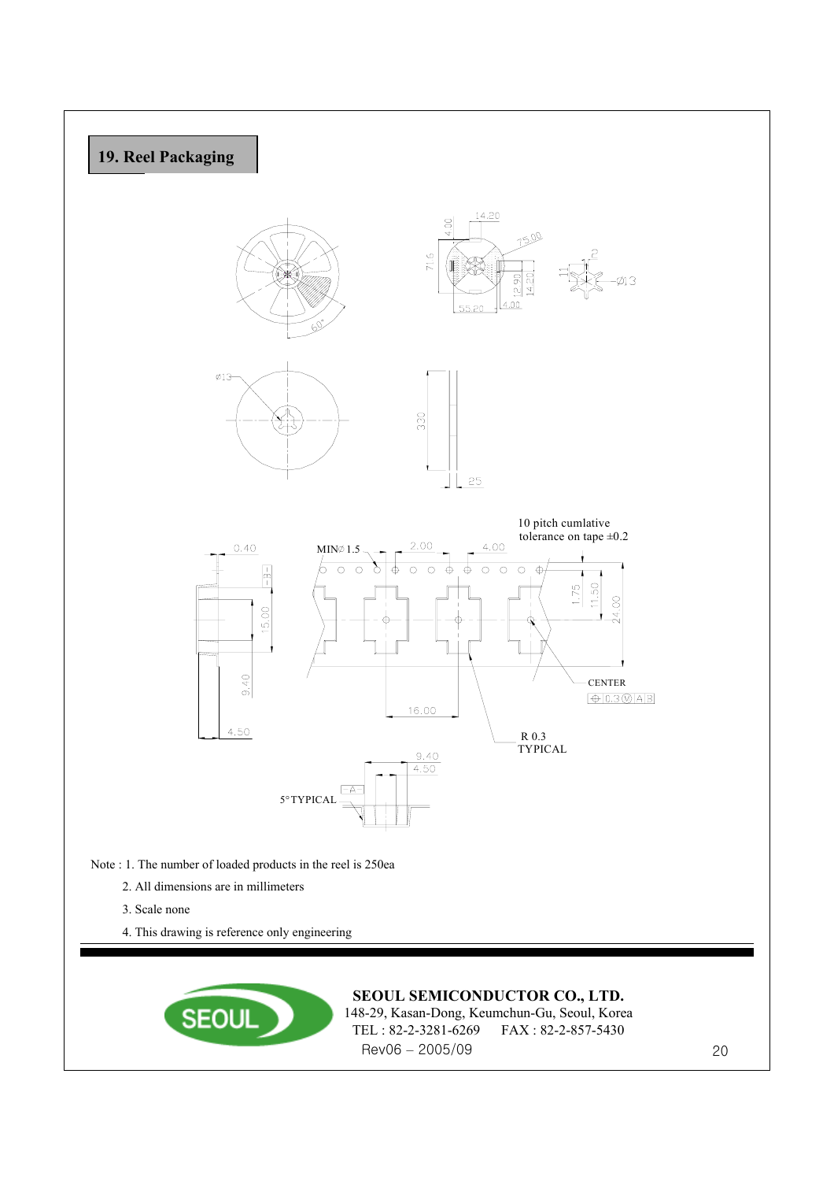## 19. Reel Packaging

14.20
4.00
75.00
71.6
12.90
14.20
4.00
55.20
11
2
Ø13
60°
Ø13
330
25

10 pitch cumlative tolerance on tape ±0.2

0.40
MINØ 1.5
2.00
4.00
B
1.75
11.50
24.00
15.00
9.40
4.50
16.00
CENTER
0.3 Ⓜ A B
R 0.3 TYPICAL
9.40
4.50
A
5°TYPICAL

Note : 1. The number of loaded products in the reel is 250ea

2. All dimensions are in millimeters

3. Scale none

4. This drawing is reference only engineering

**SEOUL SEMICONDUCTOR CO., LTD.**
148-29, Kasan-Dong, Keumchun-Gu, Seoul, Korea
TEL : 82-2-3281-6269 FAX : 82-2-857-5430
Rev06 – 2005/09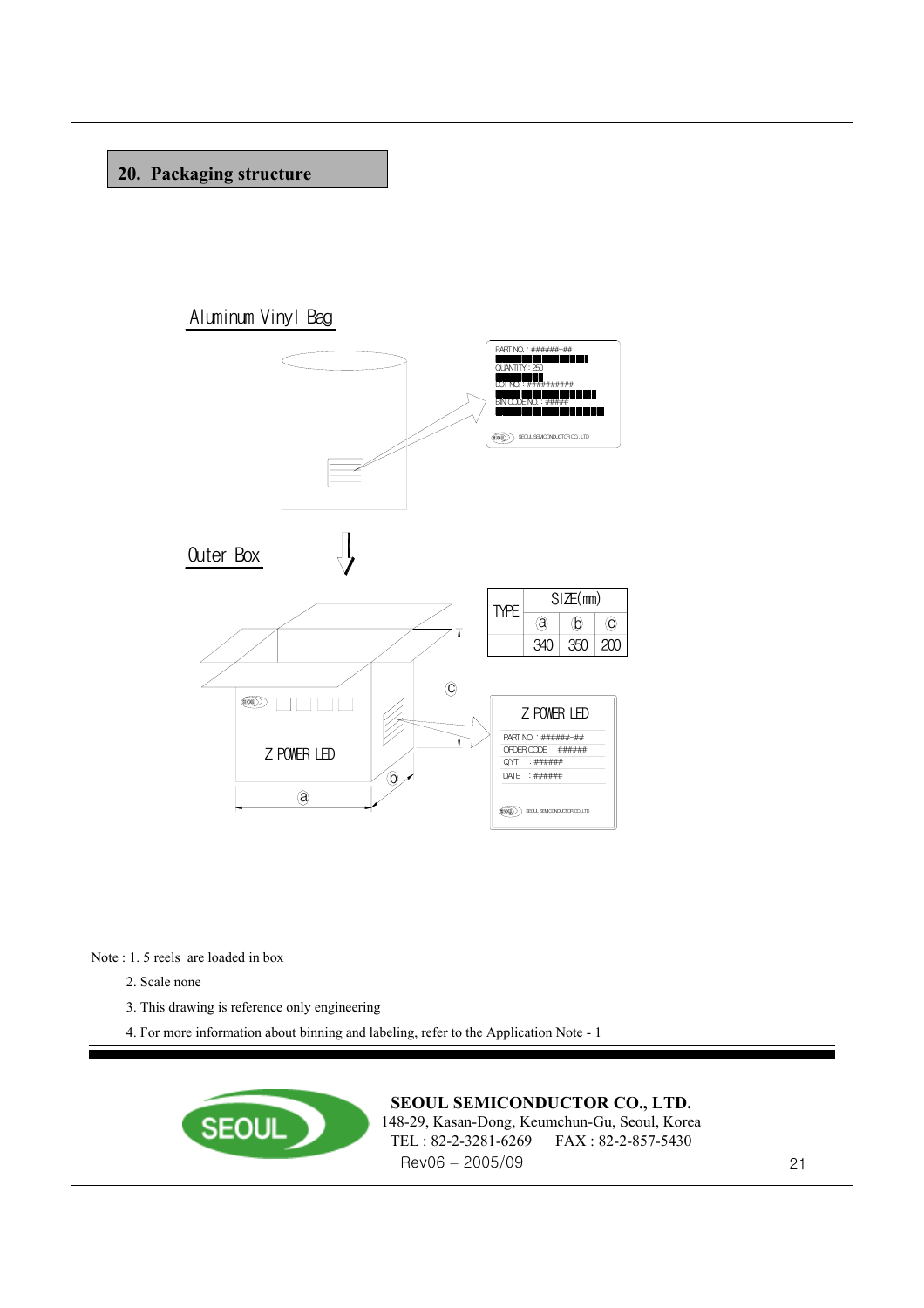## 20. Packaging structure

Aluminum Vinyl Bag

PART NO. : ######-##
QUANTITY : 250
LOT NO. : ##########
BIN CODE NO. : #####
SEOUL SEMICONDUCTOR CO., LTD.

Outer Box

| TYPE | SIZE(mm) | | |
| --- | --- | --- | --- |
| | ⓐ | ⓑ | ⓒ |
| | 340 | 350 | 200 |

Z POWER LED

Z POWER LED
PART NO. : ######-##
ORDER CODE : ######
Q'YT : ######
DATE : ######
SEOUL SEMICONDUCTOR CO., LTD

Note : 1. 5 reels are loaded in box

2. Scale none

3. This drawing is reference only engineering

4. For more information about binning and labeling, refer to the Application Note - 1

**SEOUL SEMICONDUCTOR CO., LTD.**
148-29, Kasan-Dong, Keumchun-Gu, Seoul, Korea
TEL : 82-2-3281-6269 FAX : 82-2-857-5430
Rev06 – 2005/09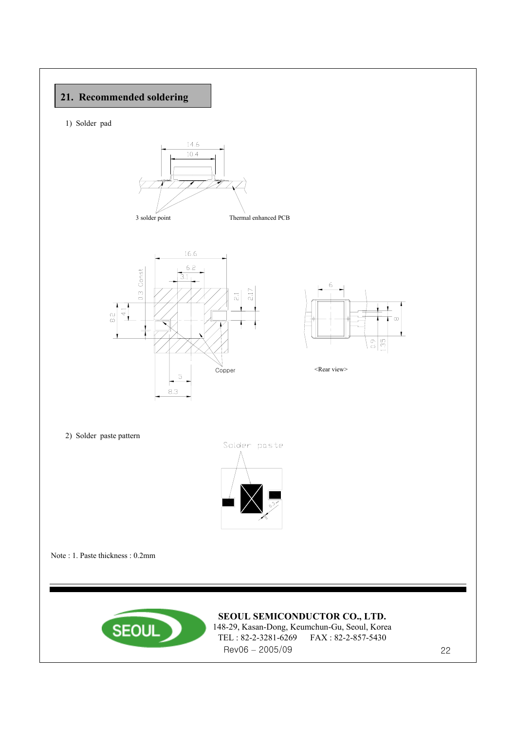## 21. Recommended soldering

1) Solder pad

14.6

10.4

3 solder point

Thermal enhanced PCB

16.6

6.2

3.1

0.3 Const

8.2

4.1

2.1

2.17

Copper

5

8.3

6

8

0.9

1.35

<Rear view>

2) Solder paste pattern

Solder paste

0.3

Note : 1. Paste thickness : 0.2mm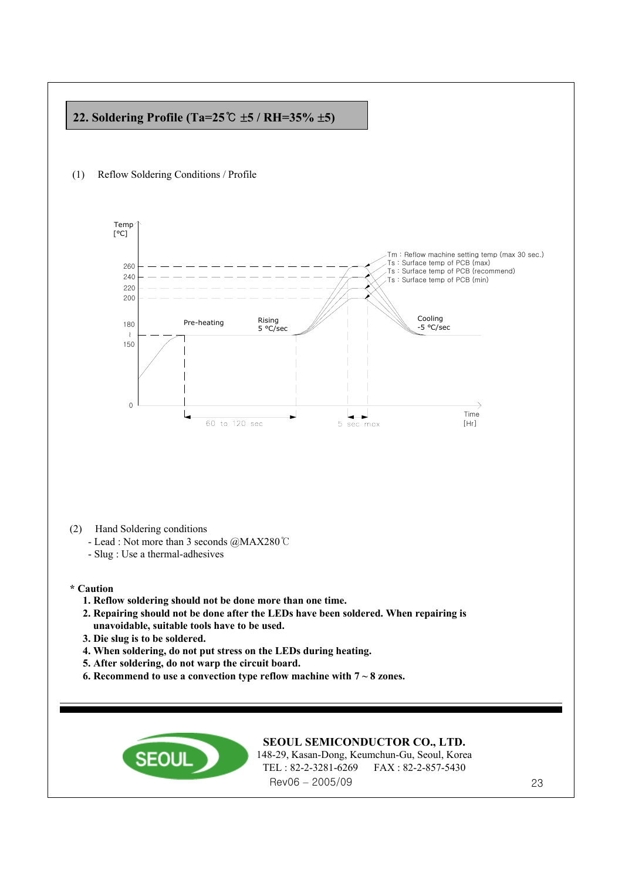## 22. Soldering Profile (Ta=25℃ ±5 / RH=35% ±5)

(1) Reflow Soldering Conditions / Profile

Temp [°C]

260
240
220
200
180
~
150
0

Pre-heating

Rising 5 °C/sec

Tm : Reflow machine setting temp (max 30 sec.)
Ts : Surface temp of PCB (max)
Ts : Surface temp of PCB (recommend)
Ts : Surface temp of PCB (min)

Cooling -5 °C/sec

60 to 120 sec

5 sec max

Time [Hr]

(2) Hand Soldering conditions

- Lead : Not more than 3 seconds @MAX280℃
- Slug : Use a thermal-adhesives

**\* Caution**

1. **Reflow soldering should not be done more than one time.**
2. **Repairing should not be done after the LEDs have been soldered. When repairing is unavoidable, suitable tools have to be used.**
3. **Die slug is to be soldered.**
4. **When soldering, do not put stress on the LEDs during heating.**
5. **After soldering, do not warp the circuit board.**
6. **Recommend to use a convection type reflow machine with 7 ~ 8 zones.**

**SEOUL SEMICONDUCTOR CO., LTD.**
148-29, Kasan-Dong, Keumchun-Gu, Seoul, Korea
TEL : 82-2-3281-6269 FAX : 82-2-857-5430
Rev06 – 2005/09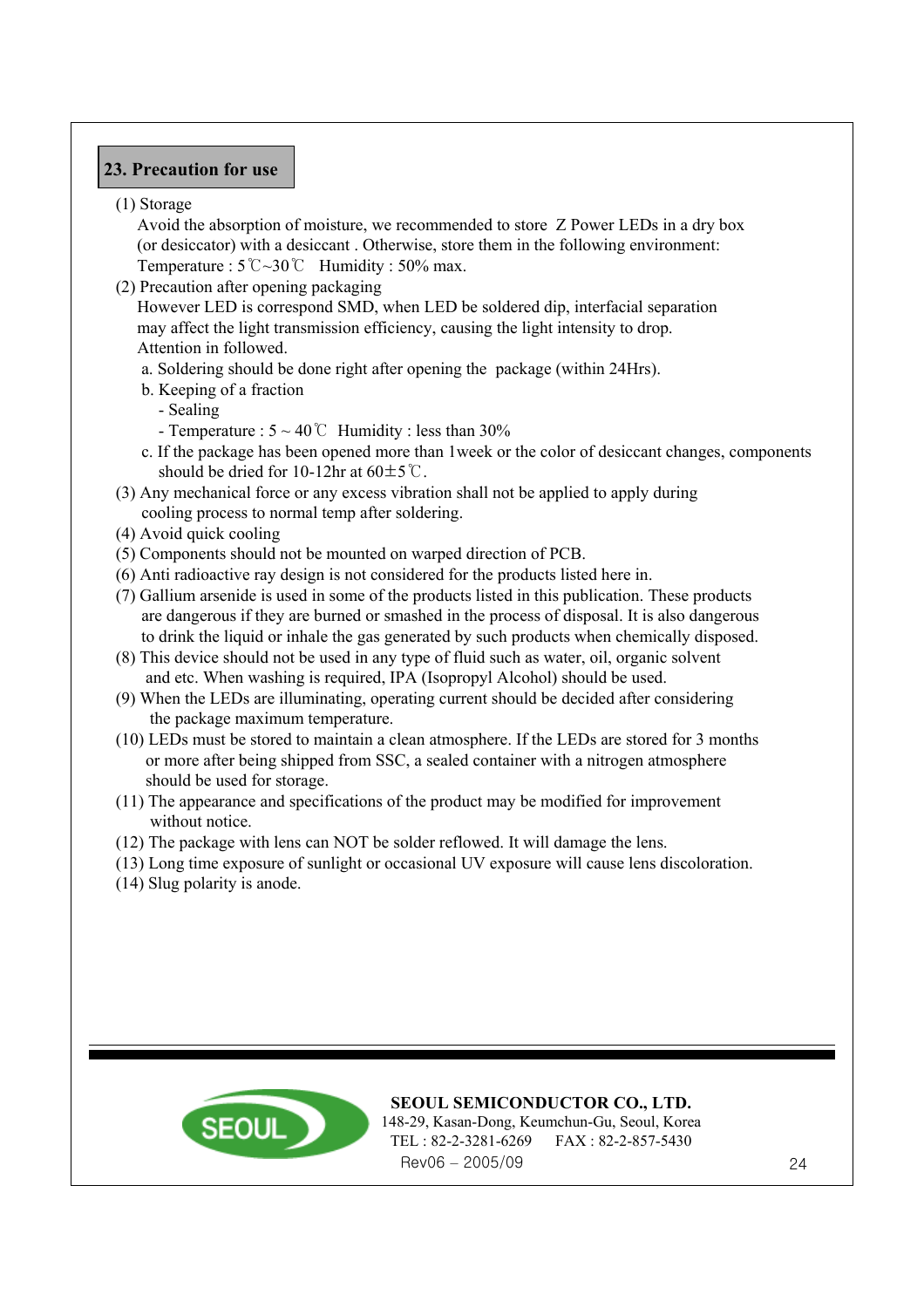## 23. Precaution for use

(1) Storage

Avoid the absorption of moisture, we recommended to store Z Power LEDs in a dry box (or desiccator) with a desiccant . Otherwise, store them in the following environment:

Temperature : 5℃~30℃  Humidity : 50% max.

(2) Precaution after opening packaging

However LED is correspond SMD, when LED be soldered dip, interfacial separation may affect the light transmission efficiency, causing the light intensity to drop.

Attention in followed.

a. Soldering should be done right after opening the package (within 24Hrs).

b. Keeping of a fraction

- Sealing
- Temperature : 5 ~ 40℃  Humidity : less than 30%

c. If the package has been opened more than 1week or the color of desiccant changes, components should be dried for 10-12hr at 60±5℃.

(3) Any mechanical force or any excess vibration shall not be applied to apply during cooling process to normal temp after soldering.

(4) Avoid quick cooling

(5) Components should not be mounted on warped direction of PCB.

(6) Anti radioactive ray design is not considered for the products listed here in.

(7) Gallium arsenide is used in some of the products listed in this publication. These products are dangerous if they are burned or smashed in the process of disposal. It is also dangerous to drink the liquid or inhale the gas generated by such products when chemically disposed.

(8) This device should not be used in any type of fluid such as water, oil, organic solvent and etc. When washing is required, IPA (Isopropyl Alcohol) should be used.

(9) When the LEDs are illuminating, operating current should be decided after considering the package maximum temperature.

(10) LEDs must be stored to maintain a clean atmosphere. If the LEDs are stored for 3 months or more after being shipped from SSC, a sealed container with a nitrogen atmosphere should be used for storage.

(11) The appearance and specifications of the product may be modified for improvement without notice.

(12) The package with lens can NOT be solder reflowed. It will damage the lens.

(13) Long time exposure of sunlight or occasional UV exposure will cause lens discoloration.

(14) Slug polarity is anode.

SEOUL

**SEOUL SEMICONDUCTOR CO., LTD.**
148-29, Kasan-Dong, Keumchun-Gu, Seoul, Korea
TEL : 82-2-3281-6269  FAX : 82-2-857-5430
Rev06 – 2005/09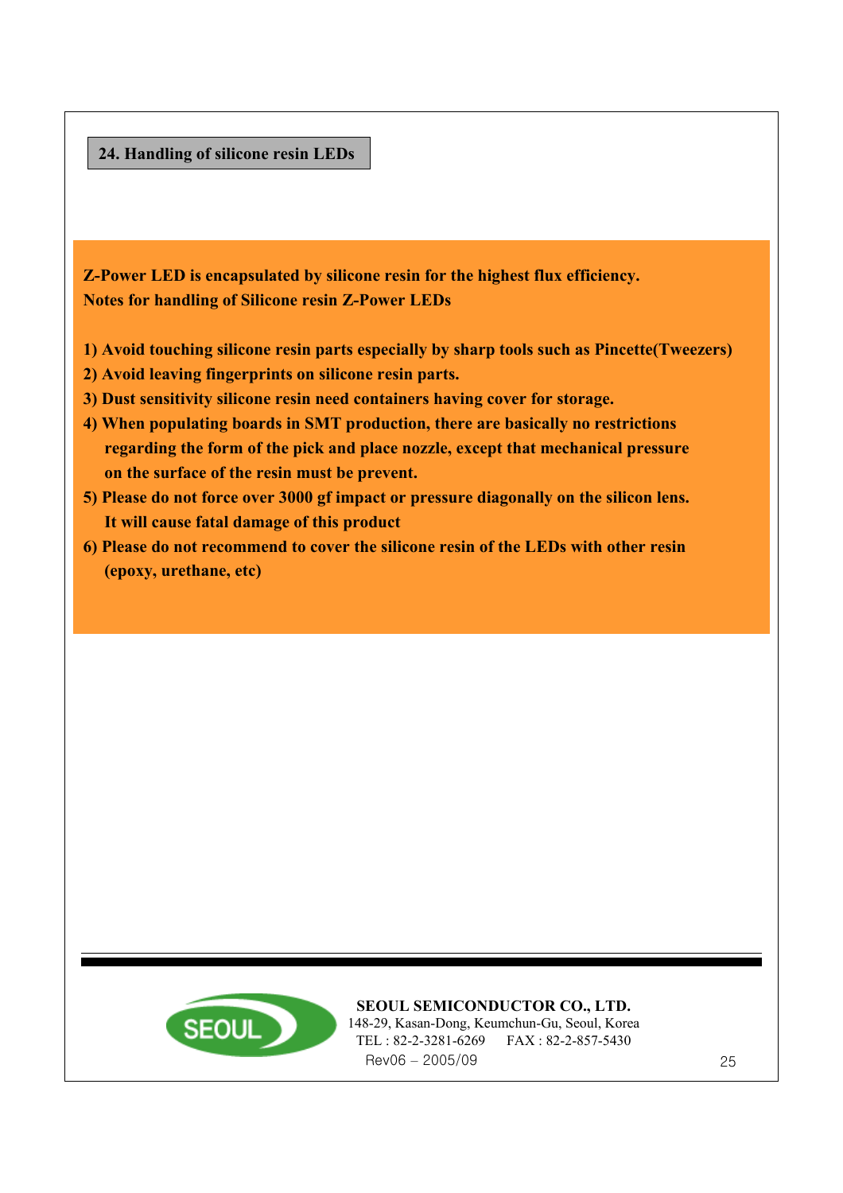## 24. Handling of silicone resin LEDs

**Z-Power LED is encapsulated by silicone resin for the highest flux efficiency.**
**Notes for handling of Silicone resin Z-Power LEDs**

1) **Avoid touching silicone resin parts especially by sharp tools such as Pincette(Tweezers)**
2) **Avoid leaving fingerprints on silicone resin parts.**
3) **Dust sensitivity silicone resin need containers having cover for storage.**
4) **When populating boards in SMT production, there are basically no restrictions regarding the form of the pick and place nozzle, except that mechanical pressure on the surface of the resin must be prevent.**
5) **Please do not force over 3000 gf impact or pressure diagonally on the silicon lens. It will cause fatal damage of this product**
6) **Please do not recommend to cover the silicone resin of the LEDs with other resin (epoxy, urethane, etc)**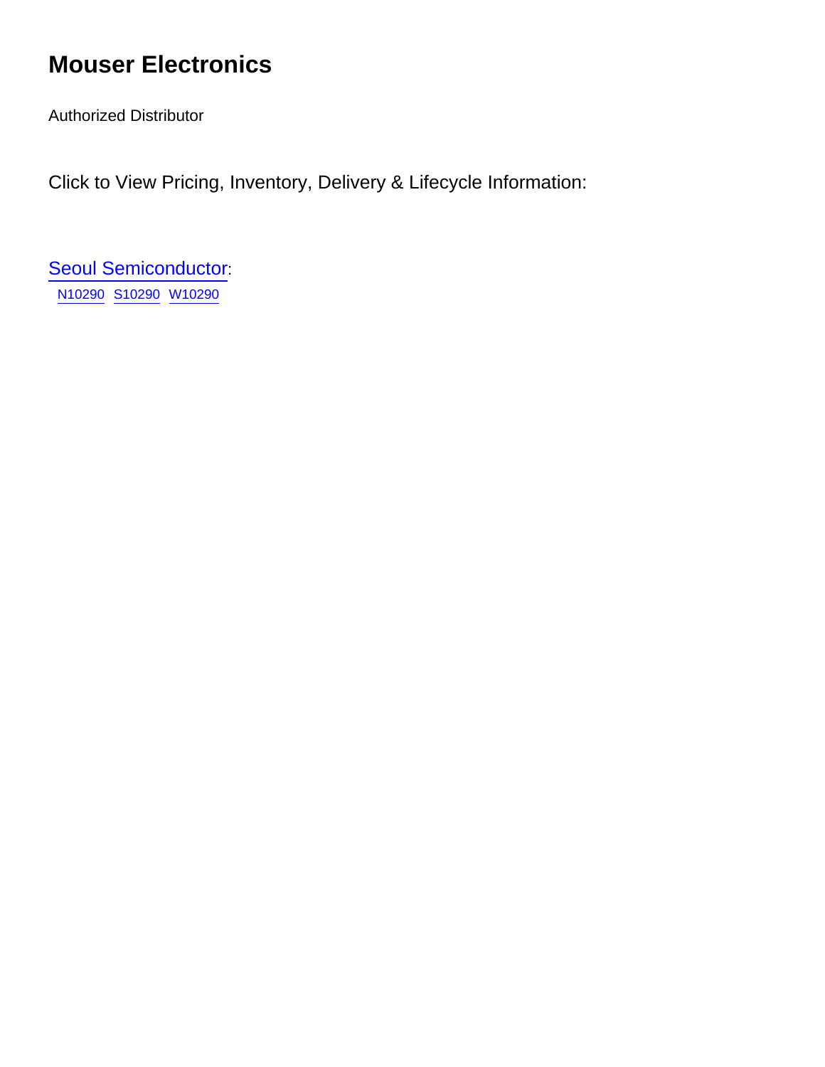# Mouser Electronics

Authorized Distributor

Click to View Pricing, Inventory, Delivery & Lifecycle Information:

Seoul Semiconductor:

N10290 S10290 W10290